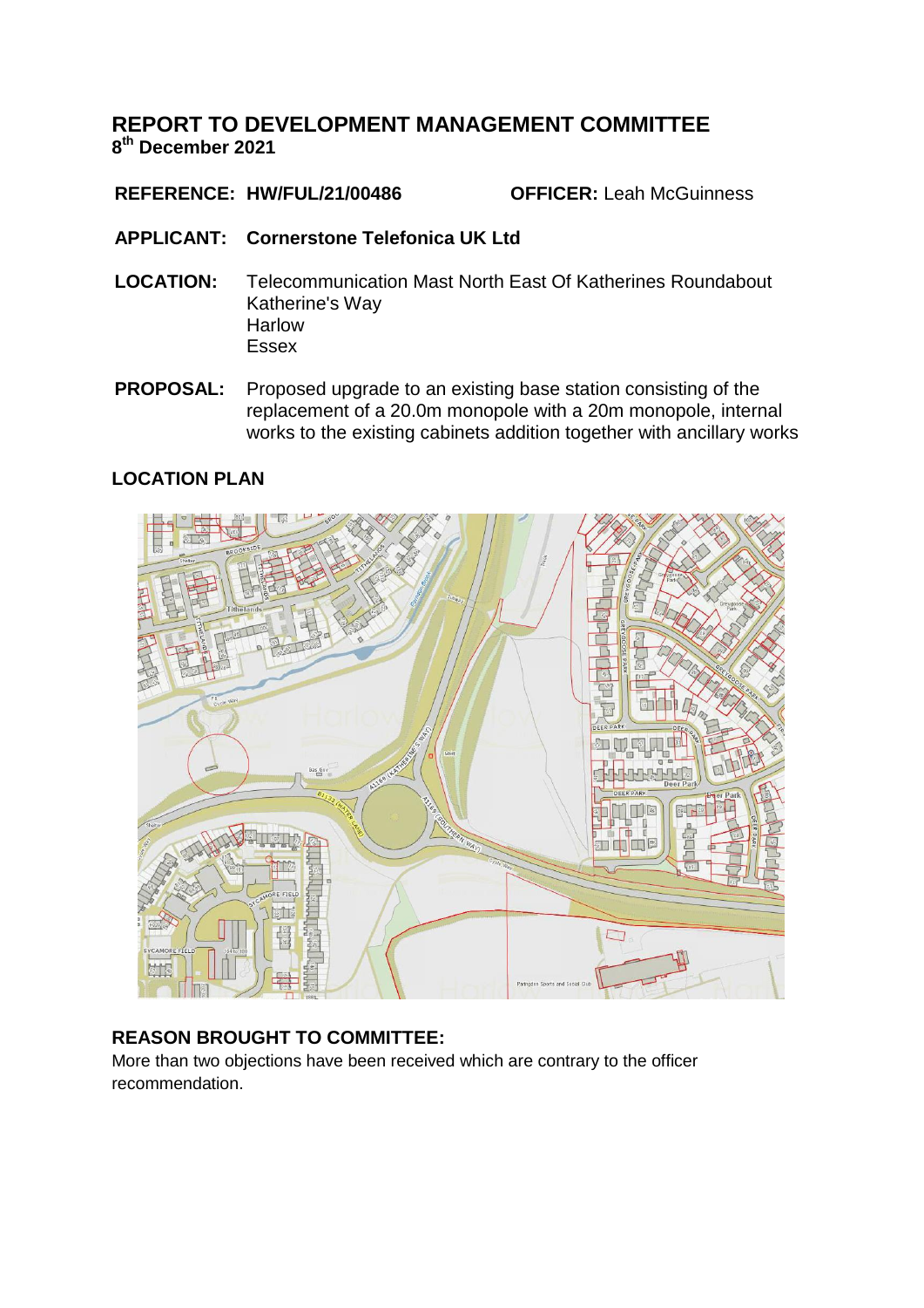# REPORT TO DEVELOPMENT MANAGEMENT COMMITTEE

**8th December 2021**

**REFERENCE: HW/FUL/21/00486** **OFFICER:** Leah McGuinness

**APPLICANT: Cornerstone Telefonica UK Ltd**

**LOCATION:** Telecommunication Mast North East Of Katherines Roundabout
Katherine's Way
Harlow
Essex

**PROPOSAL:** Proposed upgrade to an existing base station consisting of the replacement of a 20.0m monopole with a 20m monopole, internal works to the existing cabinets addition together with ancillary works

## LOCATION PLAN

## REASON BROUGHT TO COMMITTEE:

More than two objections have been received which are contrary to the officer recommendation.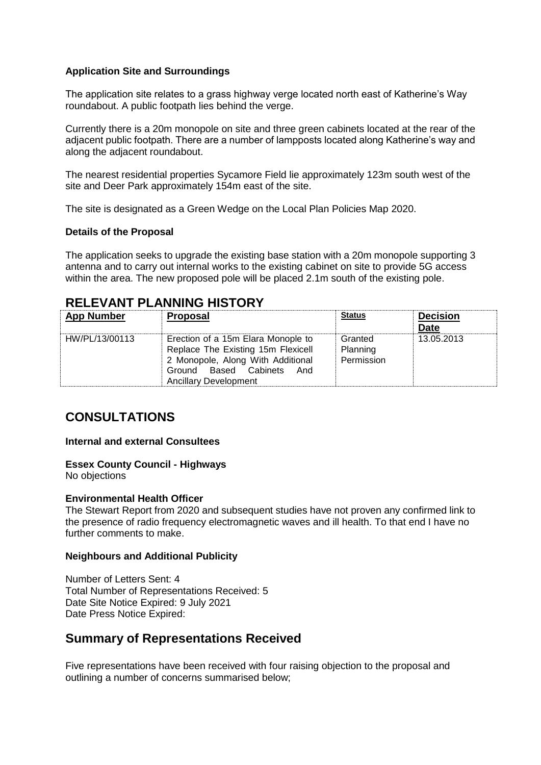**Application Site and Surroundings**

The application site relates to a grass highway verge located north east of Katherine's Way roundabout. A public footpath lies behind the verge.

Currently there is a 20m monopole on site and three green cabinets located at the rear of the adjacent public footpath. There are a number of lampposts located along Katherine's way and along the adjacent roundabout.

The nearest residential properties Sycamore Field lie approximately 123m south west of the site and Deer Park approximately 154m east of the site.

The site is designated as a Green Wedge on the Local Plan Policies Map 2020.

**Details of the Proposal**

The application seeks to upgrade the existing base station with a 20m monopole supporting 3 antenna and to carry out internal works to the existing cabinet on site to provide 5G access within the area. The new proposed pole will be placed 2.1m south of the existing pole.

## RELEVANT PLANNING HISTORY

| App Number | Proposal | Status | Decision Date |
|---|---|---|---|
| HW/PL/13/00113 | Erection of a 15m Elara Monople to Replace The Existing 15m Flexicell 2 Monopole, Along With Additional Ground Based Cabinets And Ancillary Development | Granted Planning Permission | 13.05.2013 |

## CONSULTATIONS

**Internal and external Consultees**

**Essex County Council - Highways**
No objections

**Environmental Health Officer**
The Stewart Report from 2020 and subsequent studies have not proven any confirmed link to the presence of radio frequency electromagnetic waves and ill health. To that end I have no further comments to make.

**Neighbours and Additional Publicity**

Number of Letters Sent: 4
Total Number of Representations Received: 5
Date Site Notice Expired: 9 July 2021
Date Press Notice Expired:

## Summary of Representations Received

Five representations have been received with four raising objection to the proposal and outlining a number of concerns summarised below;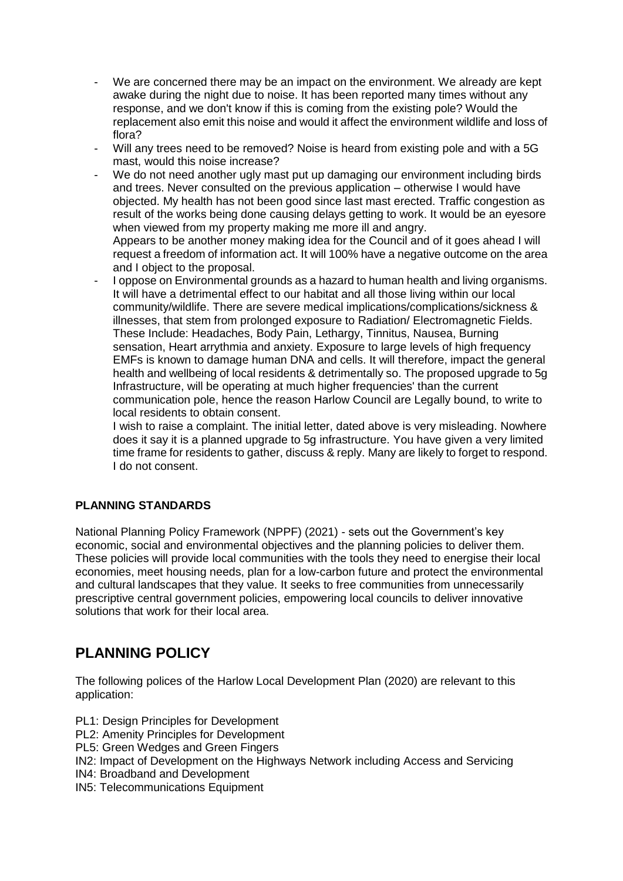- We are concerned there may be an impact on the environment. We already are kept awake during the night due to noise. It has been reported many times without any response, and we don't know if this is coming from the existing pole? Would the replacement also emit this noise and would it affect the environment wildlife and loss of flora?
- Will any trees need to be removed? Noise is heard from existing pole and with a 5G mast, would this noise increase?
- We do not need another ugly mast put up damaging our environment including birds and trees. Never consulted on the previous application – otherwise I would have objected. My health has not been good since last mast erected. Traffic congestion as result of the works being done causing delays getting to work. It would be an eyesore when viewed from my property making me more ill and angry.
  Appears to be another money making idea for the Council and of it goes ahead I will request a freedom of information act. It will 100% have a negative outcome on the area and I object to the proposal.
- I oppose on Environmental grounds as a hazard to human health and living organisms. It will have a detrimental effect to our habitat and all those living within our local community/wildlife. There are severe medical implications/complications/sickness & illnesses, that stem from prolonged exposure to Radiation/ Electromagnetic Fields. These Include: Headaches, Body Pain, Lethargy, Tinnitus, Nausea, Burning sensation, Heart arrythmia and anxiety. Exposure to large levels of high frequency EMFs is known to damage human DNA and cells. It will therefore, impact the general health and wellbeing of local residents & detrimentally so. The proposed upgrade to 5g Infrastructure, will be operating at much higher frequencies' than the current communication pole, hence the reason Harlow Council are Legally bound, to write to local residents to obtain consent.
  I wish to raise a complaint. The initial letter, dated above is very misleading. Nowhere does it say it is a planned upgrade to 5g infrastructure. You have given a very limited time frame for residents to gather, discuss & reply. Many are likely to forget to respond. I do not consent.

**PLANNING STANDARDS**

National Planning Policy Framework (NPPF) (2021) - sets out the Government's key economic, social and environmental objectives and the planning policies to deliver them. These policies will provide local communities with the tools they need to energise their local economies, meet housing needs, plan for a low-carbon future and protect the environmental and cultural landscapes that they value. It seeks to free communities from unnecessarily prescriptive central government policies, empowering local councils to deliver innovative solutions that work for their local area.

## PLANNING POLICY

The following polices of the Harlow Local Development Plan (2020) are relevant to this application:

PL1: Design Principles for Development
PL2: Amenity Principles for Development
PL5: Green Wedges and Green Fingers
IN2: Impact of Development on the Highways Network including Access and Servicing
IN4: Broadband and Development
IN5: Telecommunications Equipment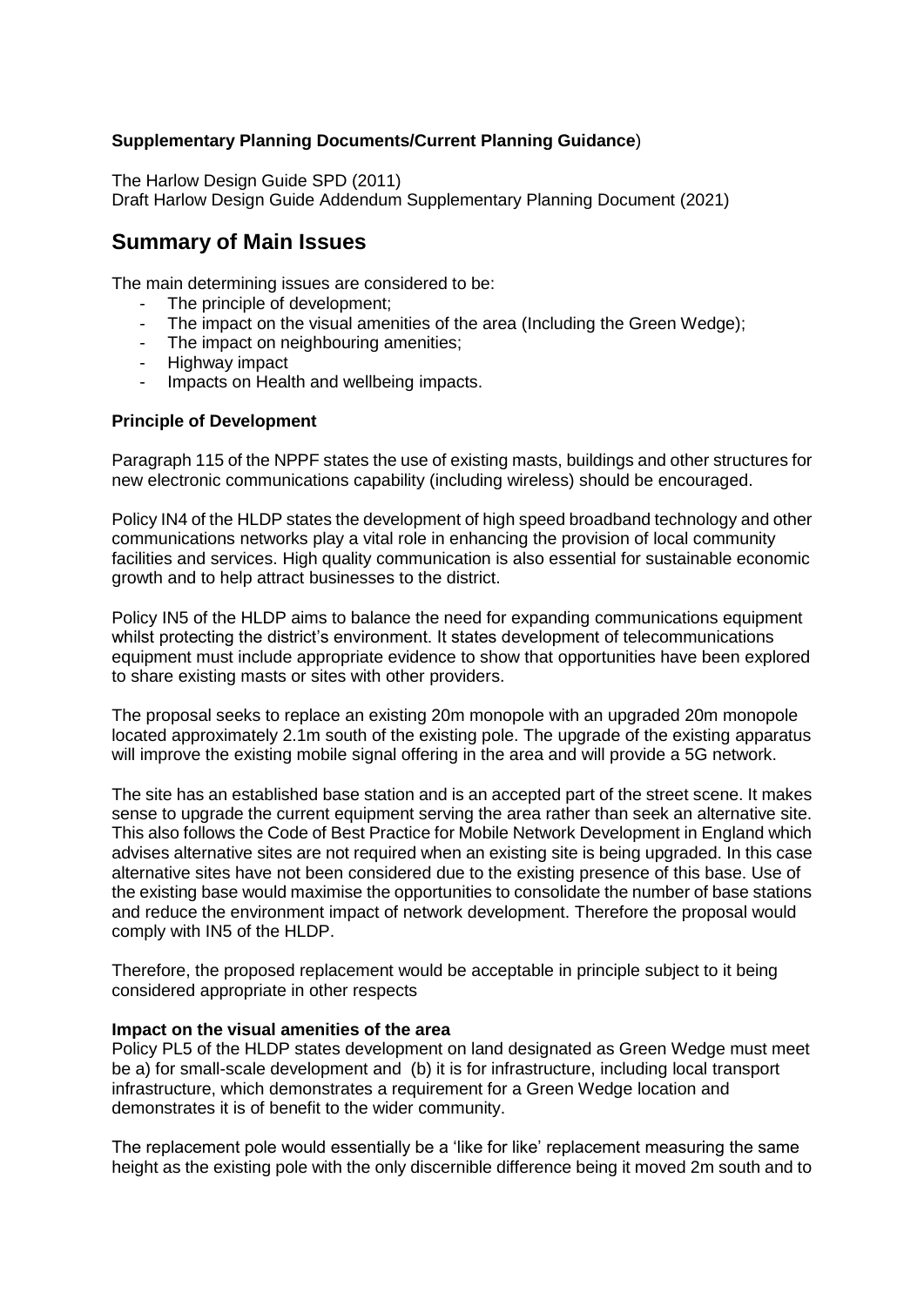**Supplementary Planning Documents/Current Planning Guidance**)

The Harlow Design Guide SPD (2011)
Draft Harlow Design Guide Addendum Supplementary Planning Document (2021)

## Summary of Main Issues

The main determining issues are considered to be:

- The principle of development;
- The impact on the visual amenities of the area (Including the Green Wedge);
- The impact on neighbouring amenities;
- Highway impact
- Impacts on Health and wellbeing impacts.

**Principle of Development**

Paragraph 115 of the NPPF states the use of existing masts, buildings and other structures for new electronic communications capability (including wireless) should be encouraged.

Policy IN4 of the HLDP states the development of high speed broadband technology and other communications networks play a vital role in enhancing the provision of local community facilities and services. High quality communication is also essential for sustainable economic growth and to help attract businesses to the district.

Policy IN5 of the HLDP aims to balance the need for expanding communications equipment whilst protecting the district's environment. It states development of telecommunications equipment must include appropriate evidence to show that opportunities have been explored to share existing masts or sites with other providers.

The proposal seeks to replace an existing 20m monopole with an upgraded 20m monopole located approximately 2.1m south of the existing pole. The upgrade of the existing apparatus will improve the existing mobile signal offering in the area and will provide a 5G network.

The site has an established base station and is an accepted part of the street scene. It makes sense to upgrade the current equipment serving the area rather than seek an alternative site. This also follows the Code of Best Practice for Mobile Network Development in England which advises alternative sites are not required when an existing site is being upgraded. In this case alternative sites have not been considered due to the existing presence of this base. Use of the existing base would maximise the opportunities to consolidate the number of base stations and reduce the environment impact of network development. Therefore the proposal would comply with IN5 of the HLDP.

Therefore, the proposed replacement would be acceptable in principle subject to it being considered appropriate in other respects

**Impact on the visual amenities of the area**

Policy PL5 of the HLDP states development on land designated as Green Wedge must meet be a) for small-scale development and (b) it is for infrastructure, including local transport infrastructure, which demonstrates a requirement for a Green Wedge location and demonstrates it is of benefit to the wider community.

The replacement pole would essentially be a 'like for like' replacement measuring the same height as the existing pole with the only discernible difference being it moved 2m south and to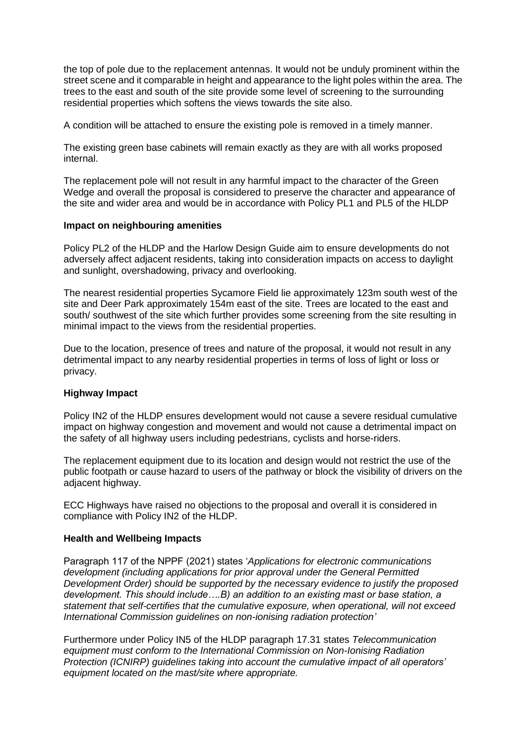the top of pole due to the replacement antennas. It would not be unduly prominent within the street scene and it comparable in height and appearance to the light poles within the area. The trees to the east and south of the site provide some level of screening to the surrounding residential properties which softens the views towards the site also.

A condition will be attached to ensure the existing pole is removed in a timely manner.

The existing green base cabinets will remain exactly as they are with all works proposed internal.

The replacement pole will not result in any harmful impact to the character of the Green Wedge and overall the proposal is considered to preserve the character and appearance of the site and wider area and would be in accordance with Policy PL1 and PL5 of the HLDP

**Impact on neighbouring amenities**

Policy PL2 of the HLDP and the Harlow Design Guide aim to ensure developments do not adversely affect adjacent residents, taking into consideration impacts on access to daylight and sunlight, overshadowing, privacy and overlooking.

The nearest residential properties Sycamore Field lie approximately 123m south west of the site and Deer Park approximately 154m east of the site. Trees are located to the east and south/ southwest of the site which further provides some screening from the site resulting in minimal impact to the views from the residential properties.

Due to the location, presence of trees and nature of the proposal, it would not result in any detrimental impact to any nearby residential properties in terms of loss of light or loss or privacy.

**Highway Impact**

Policy IN2 of the HLDP ensures development would not cause a severe residual cumulative impact on highway congestion and movement and would not cause a detrimental impact on the safety of all highway users including pedestrians, cyclists and horse-riders.

The replacement equipment due to its location and design would not restrict the use of the public footpath or cause hazard to users of the pathway or block the visibility of drivers on the adjacent highway.

ECC Highways have raised no objections to the proposal and overall it is considered in compliance with Policy IN2 of the HLDP.

**Health and Wellbeing Impacts**

Paragraph 117 of the NPPF (2021) states '*Applications for electronic communications development (including applications for prior approval under the General Permitted Development Order) should be supported by the necessary evidence to justify the proposed development. This should include….B) an addition to an existing mast or base station, a statement that self-certifies that the cumulative exposure, when operational, will not exceed International Commission guidelines on non-ionising radiation protection'*

Furthermore under Policy IN5 of the HLDP paragraph 17.31 states *Telecommunication equipment must conform to the International Commission on Non-Ionising Radiation Protection (ICNIRP) guidelines taking into account the cumulative impact of all operators' equipment located on the mast/site where appropriate.*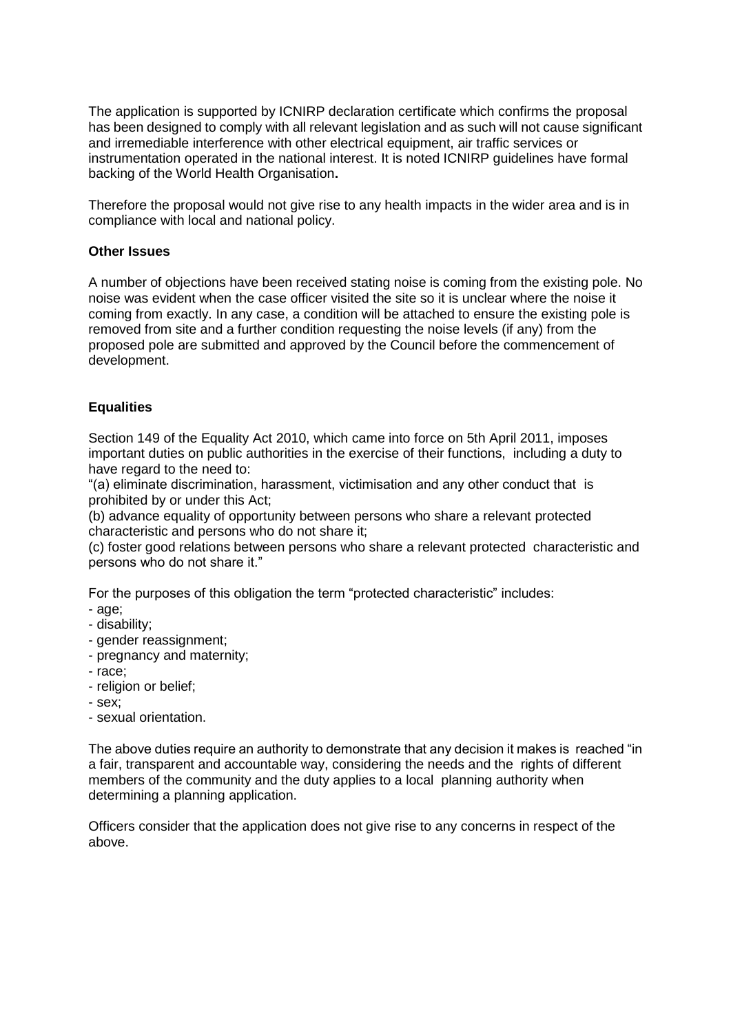The application is supported by ICNIRP declaration certificate which confirms the proposal has been designed to comply with all relevant legislation and as such will not cause significant and irremediable interference with other electrical equipment, air traffic services or instrumentation operated in the national interest. It is noted ICNIRP guidelines have formal backing of the World Health Organisation**.**

Therefore the proposal would not give rise to any health impacts in the wider area and is in compliance with local and national policy.

**Other Issues**

A number of objections have been received stating noise is coming from the existing pole. No noise was evident when the case officer visited the site so it is unclear where the noise it coming from exactly. In any case, a condition will be attached to ensure the existing pole is removed from site and a further condition requesting the noise levels (if any) from the proposed pole are submitted and approved by the Council before the commencement of development.

**Equalities**

Section 149 of the Equality Act 2010, which came into force on 5th April 2011, imposes important duties on public authorities in the exercise of their functions, including a duty to have regard to the need to:
"(a) eliminate discrimination, harassment, victimisation and any other conduct that is prohibited by or under this Act;
(b) advance equality of opportunity between persons who share a relevant protected characteristic and persons who do not share it;
(c) foster good relations between persons who share a relevant protected characteristic and persons who do not share it."

For the purposes of this obligation the term "protected characteristic" includes:

- age;
- disability;
- gender reassignment;
- pregnancy and maternity;
- race;
- religion or belief;
- sex;
- sexual orientation.

The above duties require an authority to demonstrate that any decision it makes is reached "in a fair, transparent and accountable way, considering the needs and the rights of different members of the community and the duty applies to a local planning authority when determining a planning application.

Officers consider that the application does not give rise to any concerns in respect of the above.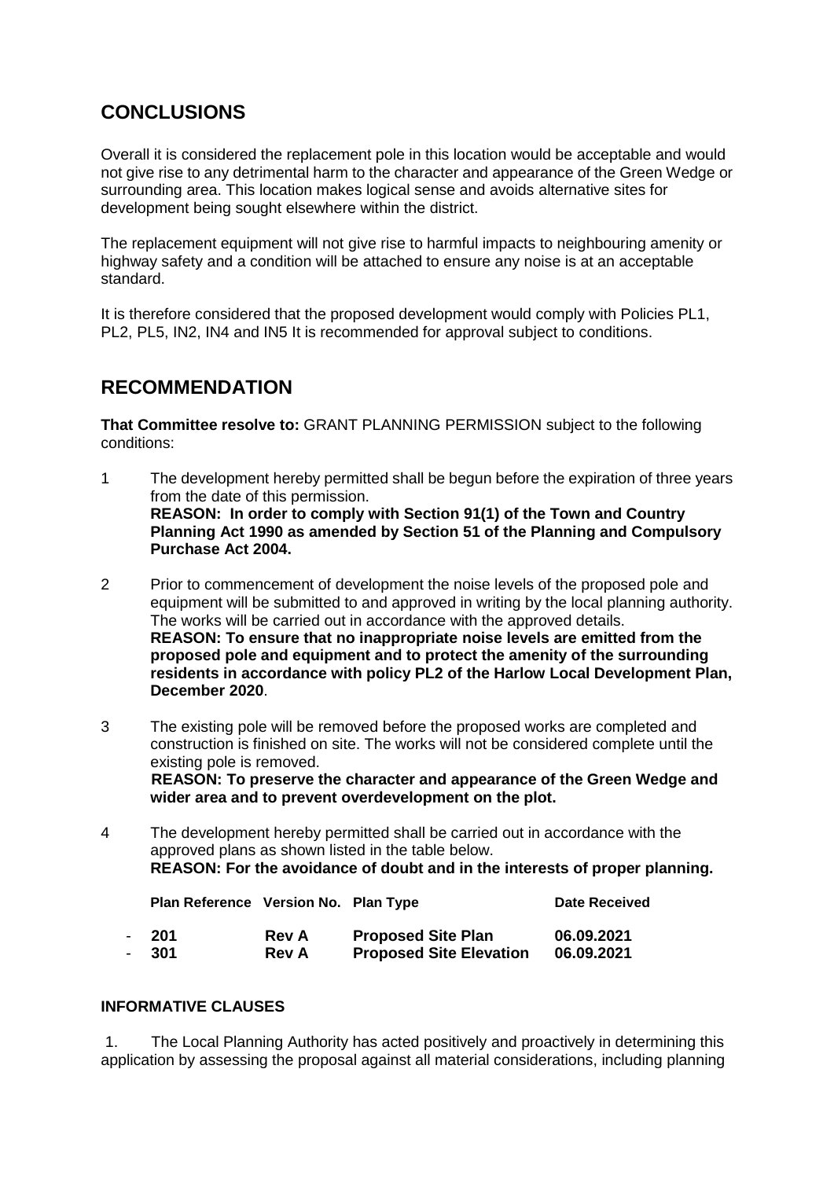## CONCLUSIONS

Overall it is considered the replacement pole in this location would be acceptable and would not give rise to any detrimental harm to the character and appearance of the Green Wedge or surrounding area. This location makes logical sense and avoids alternative sites for development being sought elsewhere within the district.

The replacement equipment will not give rise to harmful impacts to neighbouring amenity or highway safety and a condition will be attached to ensure any noise is at an acceptable standard.

It is therefore considered that the proposed development would comply with Policies PL1, PL2, PL5, IN2, IN4 and IN5 It is recommended for approval subject to conditions.

## RECOMMENDATION

**That Committee resolve to:** GRANT PLANNING PERMISSION subject to the following conditions:

1 The development hereby permitted shall be begun before the expiration of three years from the date of this permission.
**REASON: In order to comply with Section 91(1) of the Town and Country Planning Act 1990 as amended by Section 51 of the Planning and Compulsory Purchase Act 2004.**

2 Prior to commencement of development the noise levels of the proposed pole and equipment will be submitted to and approved in writing by the local planning authority. The works will be carried out in accordance with the approved details.
**REASON: To ensure that no inappropriate noise levels are emitted from the proposed pole and equipment and to protect the amenity of the surrounding residents in accordance with policy PL2 of the Harlow Local Development Plan, December 2020**.

3 The existing pole will be removed before the proposed works are completed and construction is finished on site. The works will not be considered complete until the existing pole is removed.
**REASON: To preserve the character and appearance of the Green Wedge and wider area and to prevent overdevelopment on the plot.**

4 The development hereby permitted shall be carried out in accordance with the approved plans as shown listed in the table below.
**REASON: For the avoidance of doubt and in the interests of proper planning.**

| Plan Reference | Version No. | Plan Type | Date Received |
|---|---|---|---|
| - 201 | Rev A | Proposed Site Plan | 06.09.2021 |
| - 301 | Rev A | Proposed Site Elevation | 06.09.2021 |

### INFORMATIVE CLAUSES

1. The Local Planning Authority has acted positively and proactively in determining this application by assessing the proposal against all material considerations, including planning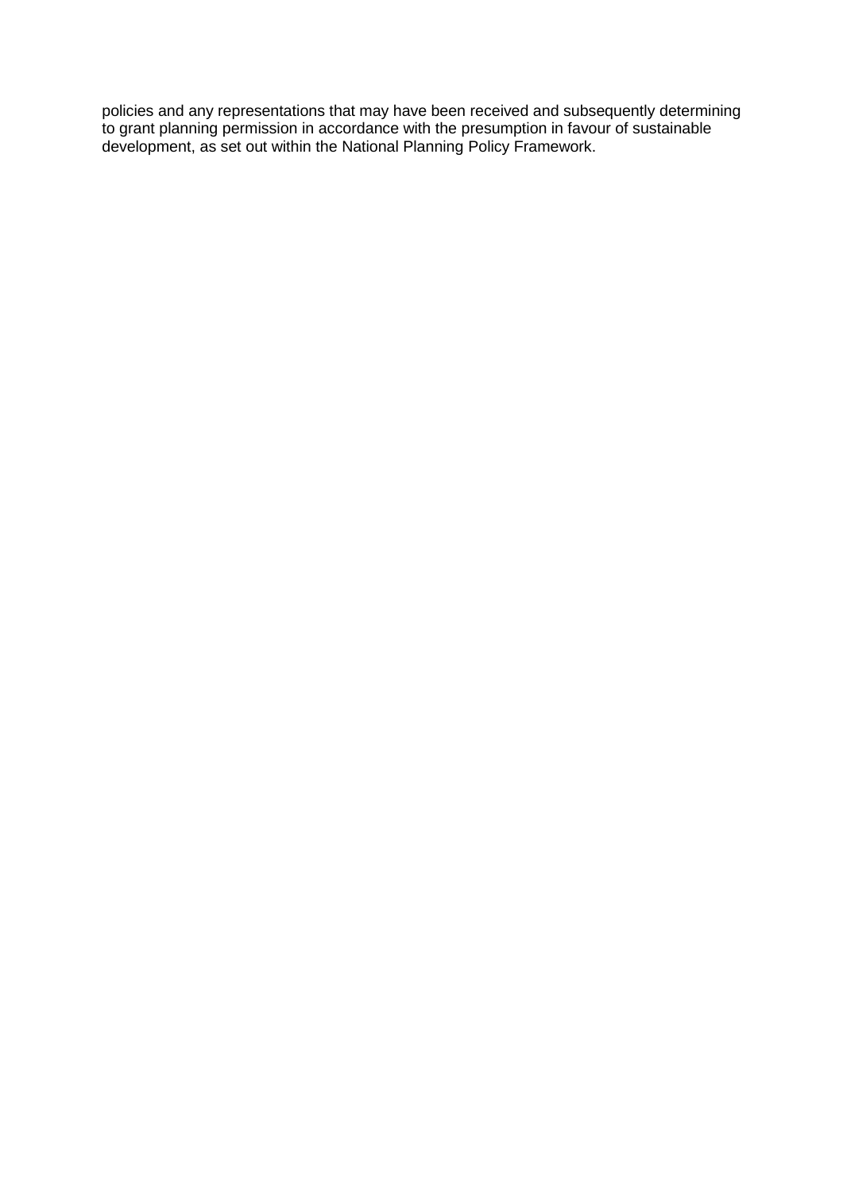policies and any representations that may have been received and subsequently determining to grant planning permission in accordance with the presumption in favour of sustainable development, as set out within the National Planning Policy Framework.